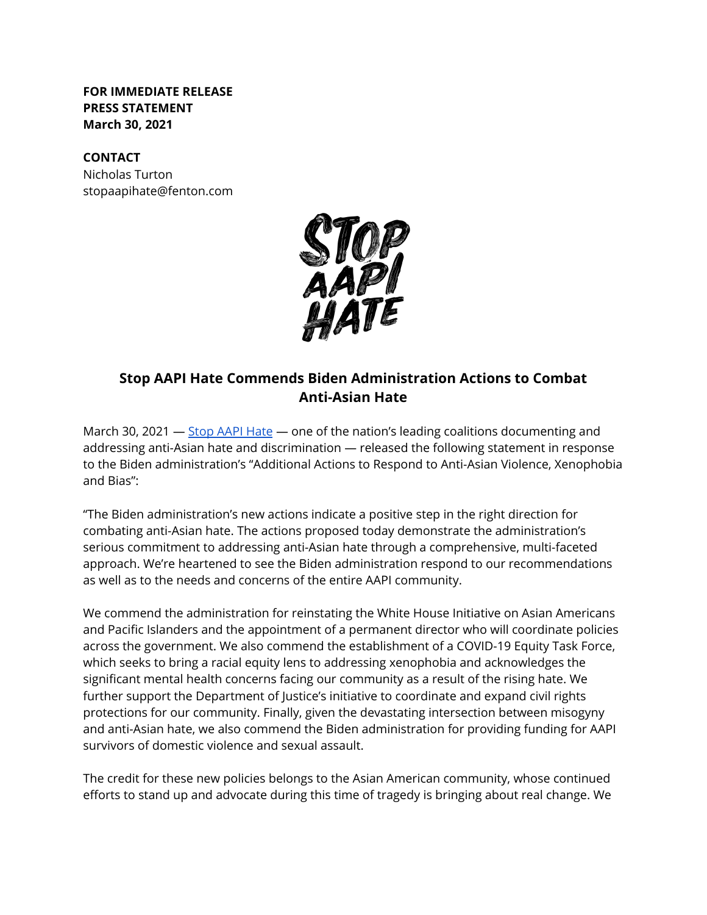**FOR IMMEDIATE RELEASE**
**PRESS STATEMENT**
**March 30, 2021**

**CONTACT**
Nicholas Turton
stopaapihate@fenton.com

## Stop AAPI Hate Commends Biden Administration Actions to Combat Anti-Asian Hate

March 30, 2021 — Stop AAPI Hate — one of the nation's leading coalitions documenting and addressing anti-Asian hate and discrimination — released the following statement in response to the Biden administration's "Additional Actions to Respond to Anti-Asian Violence, Xenophobia and Bias":

"The Biden administration's new actions indicate a positive step in the right direction for combating anti-Asian hate. The actions proposed today demonstrate the administration's serious commitment to addressing anti-Asian hate through a comprehensive, multi-faceted approach. We're heartened to see the Biden administration respond to our recommendations as well as to the needs and concerns of the entire AAPI community.

We commend the administration for reinstating the White House Initiative on Asian Americans and Pacific Islanders and the appointment of a permanent director who will coordinate policies across the government. We also commend the establishment of a COVID-19 Equity Task Force, which seeks to bring a racial equity lens to addressing xenophobia and acknowledges the significant mental health concerns facing our community as a result of the rising hate. We further support the Department of Justice's initiative to coordinate and expand civil rights protections for our community. Finally, given the devastating intersection between misogyny and anti-Asian hate, we also commend the Biden administration for providing funding for AAPI survivors of domestic violence and sexual assault.

The credit for these new policies belongs to the Asian American community, whose continued efforts to stand up and advocate during this time of tragedy is bringing about real change. We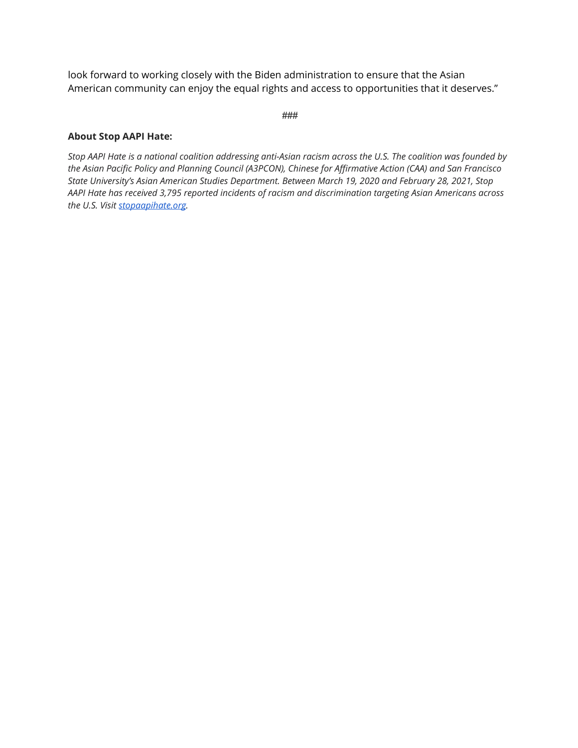look forward to working closely with the Biden administration to ensure that the Asian American community can enjoy the equal rights and access to opportunities that it deserves."

###

**About Stop AAPI Hate:**

*Stop AAPI Hate is a national coalition addressing anti-Asian racism across the U.S. The coalition was founded by the Asian Pacific Policy and Planning Council (A3PCON), Chinese for Affirmative Action (CAA) and San Francisco State University's Asian American Studies Department. Between March 19, 2020 and February 28, 2021, Stop AAPI Hate has received 3,795 reported incidents of racism and discrimination targeting Asian Americans across the U.S. Visit [stopaapihate.org](stopaapihate.org).*